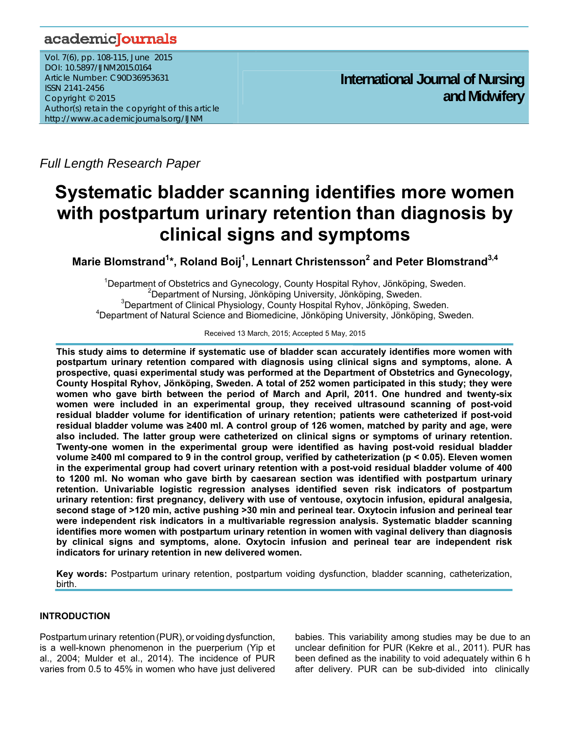Full Length Research Paper

# Systematic bladder scanning identifies more women with postpartum urinary retention than diagnosis by clinical signs and symptoms

**Marie Blomstrand[1]*, Roland Boij[1], Lennart Christensson[2] and Peter Blomstrand[3,4]**

[1]Department of Obstetrics and Gynecology, County Hospital Ryhov, Jönköping, Sweden.
[2]Department of Nursing, Jönköping University, Jönköping, Sweden.
[3]Department of Clinical Physiology, County Hospital Ryhov, Jönköping, Sweden.
[4]Department of Natural Science and Biomedicine, Jönköping University, Jönköping, Sweden.

Received 13 March, 2015; Accepted 5 May, 2015

**This study aims to determine if systematic use of bladder scan accurately identifies more women with postpartum urinary retention compared with diagnosis using clinical signs and symptoms, alone. A prospective, quasi experimental study was performed at the Department of Obstetrics and Gynecology, County Hospital Ryhov, Jönköping, Sweden. A total of 252 women participated in this study; they were women who gave birth between the period of March and April, 2011. One hundred and twenty-six women were included in an experimental group, they received ultrasound scanning of post-void residual bladder volume for identification of urinary retention; patients were catheterized if post-void residual bladder volume was ≥400 ml. A control group of 126 women, matched by parity and age, were also included. The latter group were catheterized on clinical signs or symptoms of urinary retention. Twenty-one women in the experimental group were identified as having post-void residual bladder volume ≥400 ml compared to 9 in the control group, verified by catheterization ($p < 0.05$). Eleven women in the experimental group had covert urinary retention with a post-void residual bladder volume of 400 to 1200 ml. No woman who gave birth by caesarean section was identified with postpartum urinary retention. Univariable logistic regression analyses identified seven risk indicators of postpartum urinary retention: first pregnancy, delivery with use of ventouse, oxytocin infusion, epidural analgesia, second stage of >120 min, active pushing >30 min and perineal tear. Oxytocin infusion and perineal tear were independent risk indicators in a multivariable regression analysis. Systematic bladder scanning identifies more women with postpartum urinary retention in women with vaginal delivery than diagnosis by clinical signs and symptoms, alone. Oxytocin infusion and perineal tear are independent risk indicators for urinary retention in new delivered women.**

**Key words:** Postpartum urinary retention, postpartum voiding dysfunction, bladder scanning, catheterization, birth.

## INTRODUCTION

Postpartum urinary retention (PUR), or voiding dysfunction, is a well-known phenomenon in the puerperium (Yip et al., 2004; Mulder et al., 2014). The incidence of PUR varies from 0.5 to 45% in women who have just delivered babies. This variability among studies may be due to an unclear definition for PUR (Kekre et al., 2011). PUR has been defined as the inability to void adequately within 6 h after delivery. PUR can be sub-divided into clinically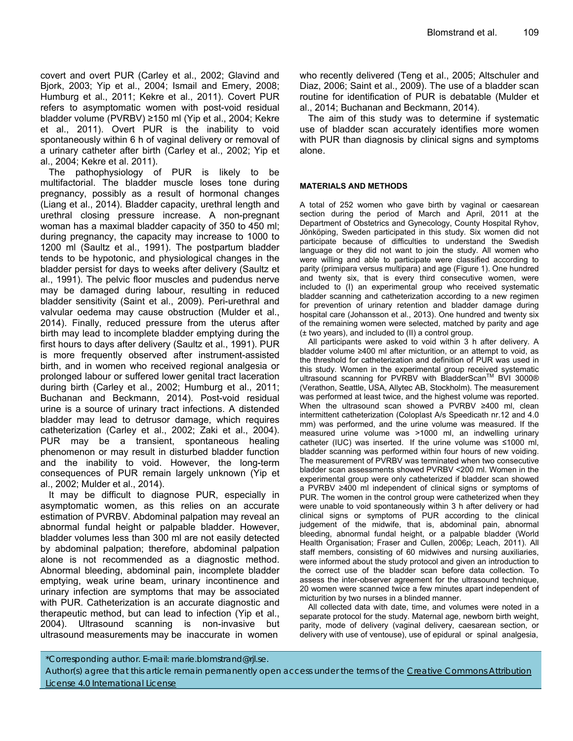covert and overt PUR (Carley et al., 2002; Glavind and Bjork, 2003; Yip et al., 2004; Ismail and Emery, 2008; Humburg et al., 2011; Kekre et al., 2011). Covert PUR refers to asymptomatic women with post-void residual bladder volume (PVRBV) ≥150 ml (Yip et al., 2004; Kekre et al., 2011). Overt PUR is the inability to void spontaneously within 6 h of vaginal delivery or removal of a urinary catheter after birth (Carley et al., 2002; Yip et al., 2004; Kekre et al. 2011).

The pathophysiology of PUR is likely to be multifactorial. The bladder muscle loses tone during pregnancy, possibly as a result of hormonal changes (Liang et al., 2014). Bladder capacity, urethral length and urethral closing pressure increase. A non-pregnant woman has a maximal bladder capacity of 350 to 450 ml; during pregnancy, the capacity may increase to 1000 to 1200 ml (Saultz et al., 1991). The postpartum bladder tends to be hypotonic, and physiological changes in the bladder persist for days to weeks after delivery (Saultz et al., 1991). The pelvic floor muscles and pudendus nerve may be damaged during labour, resulting in reduced bladder sensitivity (Saint et al., 2009). Peri-urethral and valvular oedema may cause obstruction (Mulder et al., 2014). Finally, reduced pressure from the uterus after birth may lead to incomplete bladder emptying during the first hours to days after delivery (Saultz et al., 1991). PUR is more frequently observed after instrument-assisted birth, and in women who received regional analgesia or prolonged labour or suffered lower genital tract laceration during birth (Carley et al., 2002; Humburg et al., 2011; Buchanan and Beckmann, 2014). Post-void residual urine is a source of urinary tract infections. A distended bladder may lead to detrusor damage, which requires catheterization (Carley et al., 2002; Zaki et al., 2004). PUR may be a transient, spontaneous healing phenomenon or may result in disturbed bladder function and the inability to void. However, the long-term consequences of PUR remain largely unknown (Yip et al., 2002; Mulder et al., 2014).

It may be difficult to diagnose PUR, especially in asymptomatic women, as this relies on an accurate estimation of PVRBV. Abdominal palpation may reveal an abnormal fundal height or palpable bladder. However, bladder volumes less than 300 ml are not easily detected by abdominal palpation; therefore, abdominal palpation alone is not recommended as a diagnostic method. Abnormal bleeding, abdominal pain, incomplete bladder emptying, weak urine beam, urinary incontinence and urinary infection are symptoms that may be associated with PUR. Catheterization is an accurate diagnostic and therapeutic method, but can lead to infection (Yip et al., 2004). Ultrasound scanning is non-invasive but ultrasound measurements may be inaccurate in women who recently delivered (Teng et al., 2005; Altschuler and Diaz, 2006; Saint et al., 2009). The use of a bladder scan routine for identification of PUR is debatable (Mulder et al., 2014; Buchanan and Beckmann, 2014).

The aim of this study was to determine if systematic use of bladder scan accurately identifies more women with PUR than diagnosis by clinical signs and symptoms alone.

## MATERIALS AND METHODS

A total of 252 women who gave birth by vaginal or caesarean section during the period of March and April, 2011 at the Department of Obstetrics and Gynecology, County Hospital Ryhov, Jönköping, Sweden participated in this study. Six women did not participate because of difficulties to understand the Swedish language or they did not want to join the study. All women who were willing and able to participate were classified according to parity (primipara versus multipara) and age (Figure 1). One hundred and twenty six, that is every third consecutive women, were included to (I) an experimental group who received systematic bladder scanning and catheterization according to a new regimen for prevention of urinary retention and bladder damage during hospital care (Johansson et al., 2013). One hundred and twenty six of the remaining women were selected, matched by parity and age (± two years), and included to (II) a control group.

All participants were asked to void within 3 h after delivery. A bladder volume ≥400 ml after micturition, or an attempt to void, as the threshold for catheterization and definition of PUR was used in this study. Women in the experimental group received systematic ultrasound scanning for PVRBV with BladderScan™ BVI 3000® (Verathon, Seattle, USA, Allytec AB, Stockholm). The measurement was performed at least twice, and the highest volume was reported. When the ultrasound scan showed a PVRBV ≥400 ml, clean intermittent catheterization (Coloplast A/s Speedicath nr.12 and 4.0 mm) was performed, and the urine volume was measured. If the measured urine volume was >1000 ml, an indwelling urinary catheter (IUC) was inserted. If the urine volume was ≤1000 ml, bladder scanning was performed within four hours of new voiding. The measurement of PVRBV was terminated when two consecutive bladder scan assessments showed PVRBV <200 ml. Women in the experimental group were only catheterized if bladder scan showed a PVRBV ≥400 ml independent of clinical signs or symptoms of PUR. The women in the control group were catheterized when they were unable to void spontaneously within 3 h after delivery or had clinical signs or symptoms of PUR according to the clinical judgement of the midwife, that is, abdominal pain, abnormal bleeding, abnormal fundal height, or a palpable bladder (World Health Organisation; Fraser and Cullen, 2006p; Leach, 2011). All staff members, consisting of 60 midwives and nursing auxiliaries, were informed about the study protocol and given an introduction to the correct use of the bladder scan before data collection. To assess the inter-observer agreement for the ultrasound technique, 20 women were scanned twice a few minutes apart independent of micturition by two nurses in a blinded manner.

All collected data with date, time, and volumes were noted in a separate protocol for the study. Maternal age, newborn birth weight, parity, mode of delivery (vaginal delivery, caesarean section, or delivery with use of ventouse), use of epidural or spinal analgesia,

*Corresponding author. E-mail: marie.blomstrand@rjl.se.

Author(s) agree that this article remain permanently open access under the terms of the Creative Commons Attribution License 4.0 International License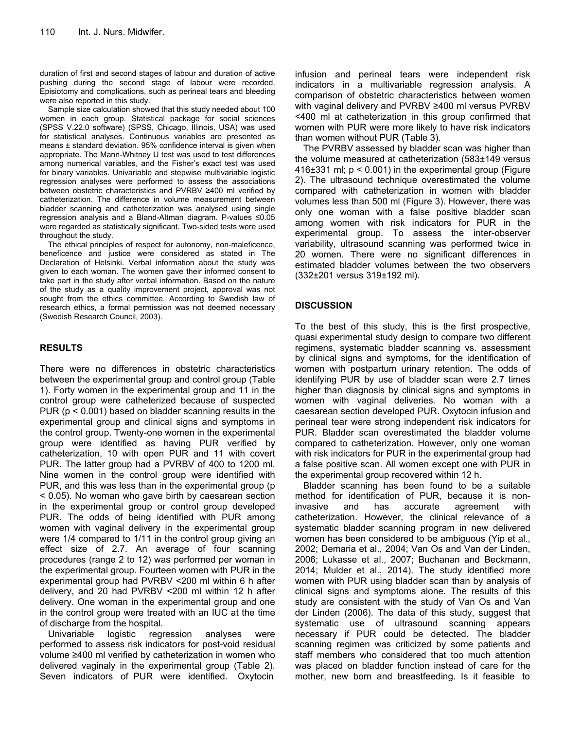duration of first and second stages of labour and duration of active pushing during the second stage of labour were recorded. Episiotomy and complications, such as perineal tears and bleeding were also reported in this study.

Sample size calculation showed that this study needed about 100 women in each group. Statistical package for social sciences (SPSS V.22.0 software) (SPSS, Chicago, Illinois, USA) was used for statistical analyses. Continuous variables are presented as means ± standard deviation. 95% confidence interval is given when appropriate. The Mann-Whitney U test was used to test differences among numerical variables, and the Fisher's exact test was used for binary variables. Univariable and stepwise multivariable logistic regression analyses were performed to assess the associations between obstetric characteristics and PVRBV ≥400 ml verified by catheterization. The difference in volume measurement between bladder scanning and catheterization was analysed using single regression analysis and a Bland-Altman diagram. P-values ≤0.05 were regarded as statistically significant. Two-sided tests were used throughout the study.

The ethical principles of respect for autonomy, non-maleficence, beneficence and justice were considered as stated in The Declaration of Helsinki. Verbal information about the study was given to each woman. The women gave their informed consent to take part in the study after verbal information. Based on the nature of the study as a quality improvement project, approval was not sought from the ethics committee. According to Swedish law of research ethics, a formal permission was not deemed necessary (Swedish Research Council, 2003).

## RESULTS

There were no differences in obstetric characteristics between the experimental group and control group (Table 1). Forty women in the experimental group and 11 in the control group were catheterized because of suspected PUR ($p < 0.001$) based on bladder scanning results in the experimental group and clinical signs and symptoms in the control group. Twenty-one women in the experimental group were identified as having PUR verified by catheterization, 10 with open PUR and 11 with covert PUR. The latter group had a PVRBV of 400 to 1200 ml. Nine women in the control group were identified with PUR, and this was less than in the experimental group ($p < 0.05$). No woman who gave birth by caesarean section in the experimental group or control group developed PUR. The odds of being identified with PUR among women with vaginal delivery in the experimental group were 1/4 compared to 1/11 in the control group giving an effect size of 2.7. An average of four scanning procedures (range 2 to 12) was performed per woman in the experimental group. Fourteen women with PUR in the experimental group had PVRBV <200 ml within 6 h after delivery, and 20 had PVRBV <200 ml within 12 h after delivery. One woman in the experimental group and one in the control group were treated with an IUC at the time of discharge from the hospital.

Univariable logistic regression analyses were performed to assess risk indicators for post-void residual volume ≥400 ml verified by catheterization in women who delivered vaginaly in the experimental group (Table 2). Seven indicators of PUR were identified. Oxytocin infusion and perineal tears were independent risk indicators in a multivariable regression analysis. A comparison of obstetric characteristics between women with vaginal delivery and PVRBV ≥400 ml versus PVRBV <400 ml at catheterization in this group confirmed that women with PUR were more likely to have risk indicators than women without PUR (Table 3).

The PVRBV assessed by bladder scan was higher than the volume measured at catheterization (583±149 versus 416±331 ml; $p < 0.001$) in the experimental group (Figure 2). The ultrasound technique overestimated the volume compared with catheterization in women with bladder volumes less than 500 ml (Figure 3). However, there was only one woman with a false positive bladder scan among women with risk indicators for PUR in the experimental group. To assess the inter-observer variability, ultrasound scanning was performed twice in 20 women. There were no significant differences in estimated bladder volumes between the two observers (332±201 versus 319±192 ml).

## DISCUSSION

To the best of this study, this is the first prospective, quasi experimental study design to compare two different regimens, systematic bladder scanning vs. assessment by clinical signs and symptoms, for the identification of women with postpartum urinary retention. The odds of identifying PUR by use of bladder scan were 2.7 times higher than diagnosis by clinical signs and symptoms in women with vaginal deliveries. No woman with a caesarean section developed PUR. Oxytocin infusion and perineal tear were strong independent risk indicators for PUR. Bladder scan overestimated the bladder volume compared to catheterization. However, only one woman with risk indicators for PUR in the experimental group had a false positive scan. All women except one with PUR in the experimental group recovered within 12 h.

Bladder scanning has been found to be a suitable method for identification of PUR, because it is non-invasive and has accurate agreement with catheterization. However, the clinical relevance of a systematic bladder scanning program in new delivered women has been considered to be ambiguous (Yip et al., 2002; Demaria et al., 2004; Van Os and Van der Linden, 2006; Lukasse et al., 2007; Buchanan and Beckmann, 2014; Mulder et al., 2014). The study identified more women with PUR using bladder scan than by analysis of clinical signs and symptoms alone. The results of this study are consistent with the study of Van Os and Van der Linden (2006). The data of this study, suggest that systematic use of ultrasound scanning appears necessary if PUR could be detected. The bladder scanning regimen was criticized by some patients and staff members who considered that too much attention was placed on bladder function instead of care for the mother, new born and breastfeeding. Is it feasible to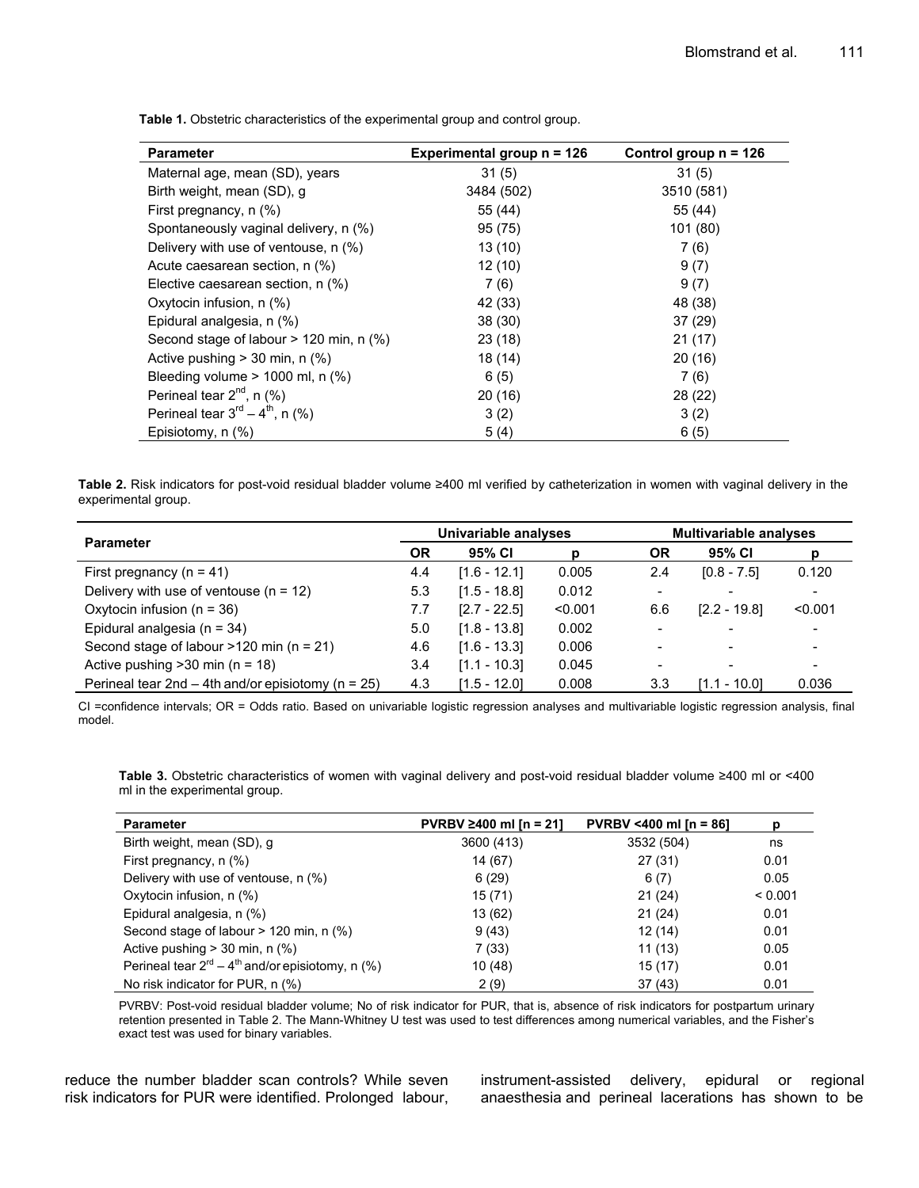**Table 1.** Obstetric characteristics of the experimental group and control group.

| Parameter | Experimental group n = 126 | Control group n = 126 |
|---|---|---|
| Maternal age, mean (SD), years | 31 (5) | 31 (5) |
| Birth weight, mean (SD), g | 3484 (502) | 3510 (581) |
| First pregnancy, n (%) | 55 (44) | 55 (44) |
| Spontaneously vaginal delivery, n (%) | 95 (75) | 101 (80) |
| Delivery with use of ventouse, n (%) | 13 (10) | 7 (6) |
| Acute caesarean section, n (%) | 12 (10) | 9 (7) |
| Elective caesarean section, n (%) | 7 (6) | 9 (7) |
| Oxytocin infusion, n (%) | 42 (33) | 48 (38) |
| Epidural analgesia, n (%) | 38 (30) | 37 (29) |
| Second stage of labour > 120 min, n (%) | 23 (18) | 21 (17) |
| Active pushing > 30 min, n (%) | 18 (14) | 20 (16) |
| Bleeding volume > 1000 ml, n (%) | 6 (5) | 7 (6) |
| Perineal tear 2nd, n (%) | 20 (16) | 28 (22) |
| Perineal tear 3rd – 4th, n (%) | 3 (2) | 3 (2) |
| Episiotomy, n (%) | 5 (4) | 6 (5) |

**Table 2.** Risk indicators for post-void residual bladder volume ≥400 ml verified by catheterization in women with vaginal delivery in the experimental group.

| Parameter | Univariable analyses | | | Multivariable analyses | | |
|---|---|---|---|---|---|---|
| | OR | 95% CI | p | OR | 95% CI | p |
| First pregnancy (n = 41) | 4.4 | [1.6 - 12.1] | 0.005 | 2.4 | [0.8 - 7.5] | 0.120 |
| Delivery with use of ventouse (n = 12) | 5.3 | [1.5 - 18.8] | 0.012 | - | - | - |
| Oxytocin infusion (n = 36) | 7.7 | [2.7 - 22.5] | <0.001 | 6.6 | [2.2 - 19.8] | <0.001 |
| Epidural analgesia (n = 34) | 5.0 | [1.8 - 13.8] | 0.002 | - | - | - |
| Second stage of labour >120 min (n = 21) | 4.6 | [1.6 - 13.3] | 0.006 | - | - | - |
| Active pushing >30 min (n = 18) | 3.4 | [1.1 - 10.3] | 0.045 | - | - | - |
| Perineal tear 2nd – 4th and/or episiotomy (n = 25) | 4.3 | [1.5 - 12.0] | 0.008 | 3.3 | [1.1 - 10.0] | 0.036 |

CI =confidence intervals; OR = Odds ratio. Based on univariable logistic regression analyses and multivariable logistic regression analysis, final model.

**Table 3.** Obstetric characteristics of women with vaginal delivery and post-void residual bladder volume ≥400 ml or <400 ml in the experimental group.

| Parameter | PVRBV ≥400 ml [n = 21] | PVRBV <400 ml [n = 86] | p |
|---|---|---|---|
| Birth weight, mean (SD), g | 3600 (413) | 3532 (504) | ns |
| First pregnancy, n (%) | 14 (67) | 27 (31) | 0.01 |
| Delivery with use of ventouse, n (%) | 6 (29) | 6 (7) | 0.05 |
| Oxytocin infusion, n (%) | 15 (71) | 21 (24) | < 0.001 |
| Epidural analgesia, n (%) | 13 (62) | 21 (24) | 0.01 |
| Second stage of labour > 120 min, n (%) | 9 (43) | 12 (14) | 0.01 |
| Active pushing > 30 min, n (%) | 7 (33) | 11 (13) | 0.05 |
| Perineal tear 2rd – 4th and/or episiotomy, n (%) | 10 (48) | 15 (17) | 0.01 |
| No risk indicator for PUR, n (%) | 2 (9) | 37 (43) | 0.01 |

PVRBV: Post-void residual bladder volume; No of risk indicator for PUR, that is, absence of risk indicators for postpartum urinary retention presented in Table 2. The Mann-Whitney U test was used to test differences among numerical variables, and the Fisher's exact test was used for binary variables.

reduce the number bladder scan controls? While seven risk indicators for PUR were identified. Prolonged labour, instrument-assisted delivery, epidural or regional anaesthesia and perineal lacerations has shown to be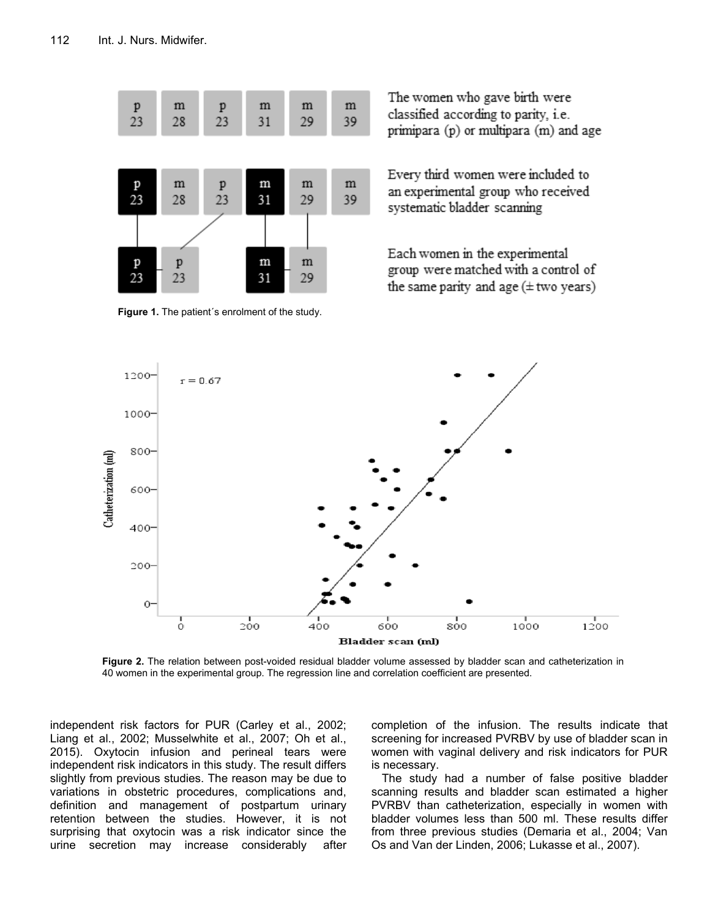p
23

m
28

p
23

m
31

m
29

m
39

The women who gave birth were classified according to parity, i.e. primipara (p) or multipara (m) and age

Every third women were included to an experimental group who received systematic bladder scanning

Each women in the experimental group were matched with a control of the same parity and age (± two years)

**Figure 1.** The patient´s enrolment of the study.

r = 0.67

Catheterization (ml)

Bladder scan (ml)

0
200
400
600
800
1000
1200

**Figure 2.** The relation between post-voided residual bladder volume assessed by bladder scan and catheterization in 40 women in the experimental group. The regression line and correlation coefficient are presented.

independent risk factors for PUR (Carley et al., 2002; Liang et al., 2002; Musselwhite et al., 2007; Oh et al., 2015). Oxytocin infusion and perineal tears were independent risk indicators in this study. The result differs slightly from previous studies. The reason may be due to variations in obstetric procedures, complications and, definition and management of postpartum urinary retention between the studies. However, it is not surprising that oxytocin was a risk indicator since the urine secretion may increase considerably after completion of the infusion. The results indicate that screening for increased PVRBV by use of bladder scan in women with vaginal delivery and risk indicators for PUR is necessary.

The study had a number of false positive bladder scanning results and bladder scan estimated a higher PVRBV than catheterization, especially in women with bladder volumes less than 500 ml. These results differ from three previous studies (Demaria et al., 2004; Van Os and Van der Linden, 2006; Lukasse et al., 2007).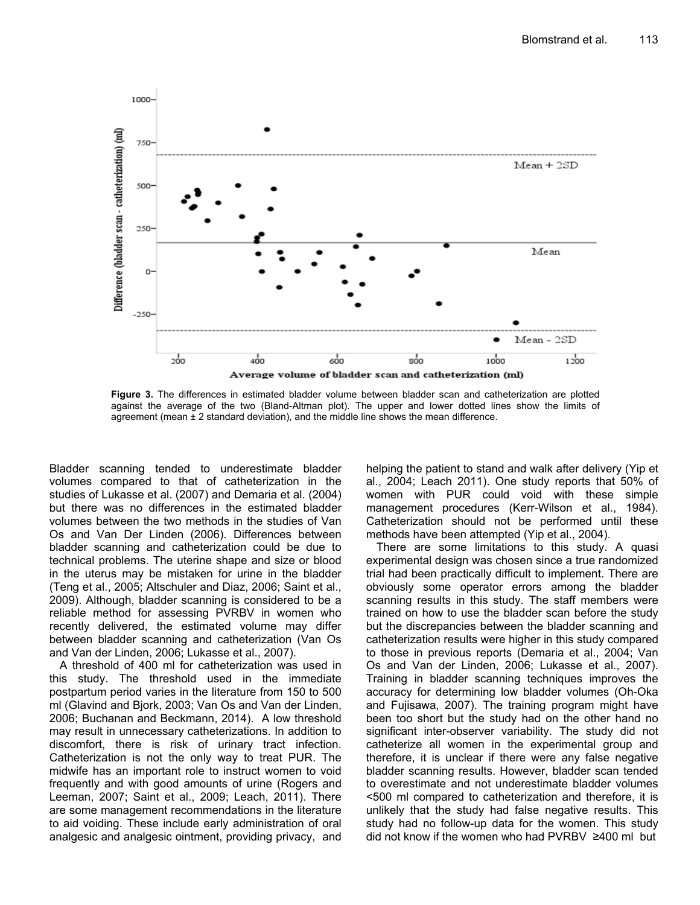1000

750

500

250

0

-250

Difference (bladder scan - catheterization) (ml)

Mean + 2SD

Mean

Mean - 2SD

200 400 600 800 1000 1200

Average volume of bladder scan and catheterization (ml)

**Figure 3.** The differences in estimated bladder volume between bladder scan and catheterization are plotted against the average of the two (Bland-Altman plot). The upper and lower dotted lines show the limits of agreement (mean ± 2 standard deviation), and the middle line shows the mean difference.

Bladder scanning tended to underestimate bladder volumes compared to that of catheterization in the studies of Lukasse et al. (2007) and Demaria et al. (2004) but there was no differences in the estimated bladder volumes between the two methods in the studies of Van Os and Van Der Linden (2006). Differences between bladder scanning and catheterization could be due to technical problems. The uterine shape and size or blood in the uterus may be mistaken for urine in the bladder (Teng et al., 2005; Altschuler and Diaz, 2006; Saint et al., 2009). Although, bladder scanning is considered to be a reliable method for assessing PVRBV in women who recently delivered, the estimated volume may differ between bladder scanning and catheterization (Van Os and Van der Linden, 2006; Lukasse et al., 2007).

A threshold of 400 ml for catheterization was used in this study. The threshold used in the immediate postpartum period varies in the literature from 150 to 500 ml (Glavind and Bjork, 2003; Van Os and Van der Linden, 2006; Buchanan and Beckmann, 2014). A low threshold may result in unnecessary catheterizations. In addition to discomfort, there is risk of urinary tract infection. Catheterization is not the only way to treat PUR. The midwife has an important role to instruct women to void frequently and with good amounts of urine (Rogers and Leeman, 2007; Saint et al., 2009; Leach, 2011). There are some management recommendations in the literature to aid voiding. These include early administration of oral analgesic and analgesic ointment, providing privacy, and helping the patient to stand and walk after delivery (Yip et al., 2004; Leach 2011). One study reports that 50% of women with PUR could void with these simple management procedures (Kerr-Wilson et al., 1984). Catheterization should not be performed until these methods have been attempted (Yip et al., 2004).

There are some limitations to this study. A quasi experimental design was chosen since a true randomized trial had been practically difficult to implement. There are obviously some operator errors among the bladder scanning results in this study. The staff members were trained on how to use the bladder scan before the study but the discrepancies between the bladder scanning and catheterization results were higher in this study compared to those in previous reports (Demaria et al., 2004; Van Os and Van der Linden, 2006; Lukasse et al., 2007). Training in bladder scanning techniques improves the accuracy for determining low bladder volumes (Oh-Oka and Fujisawa, 2007). The training program might have been too short but the study had on the other hand no significant inter-observer variability. The study did not catheterize all women in the experimental group and therefore, it is unclear if there were any false negative bladder scanning results. However, bladder scan tended to overestimate and not underestimate bladder volumes <500 ml compared to catheterization and therefore, it is unlikely that the study had false negative results. This study had no follow-up data for the women. This study did not know if the women who had PVRBV ≥400 ml but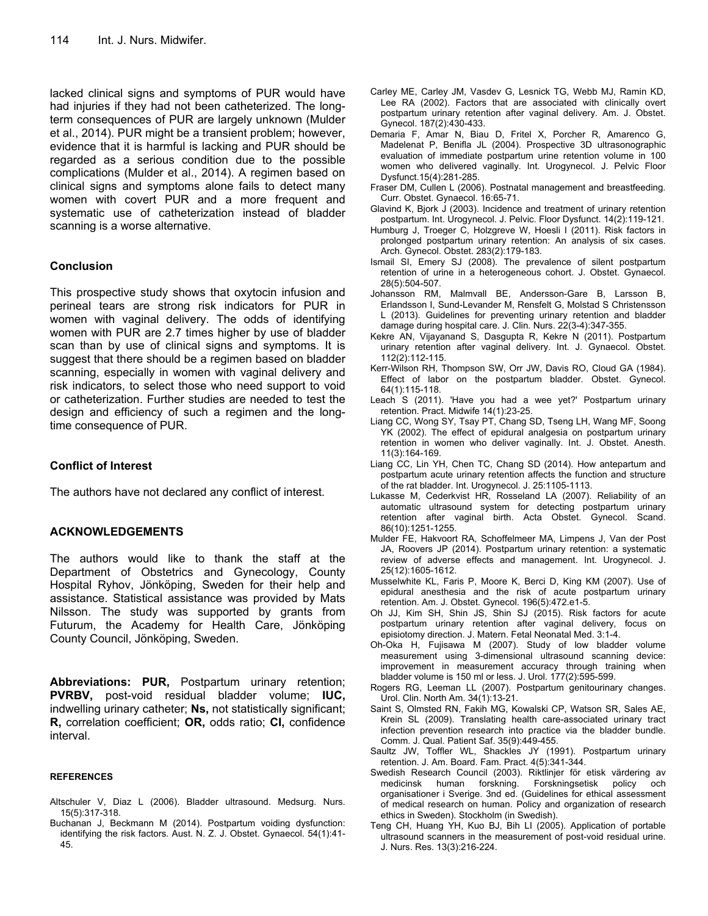lacked clinical signs and symptoms of PUR would have had injuries if they had not been catheterized. The long-term consequences of PUR are largely unknown (Mulder et al., 2014). PUR might be a transient problem; however, evidence that it is harmful is lacking and PUR should be regarded as a serious condition due to the possible complications (Mulder et al., 2014). A regimen based on clinical signs and symptoms alone fails to detect many women with covert PUR and a more frequent and systematic use of catheterization instead of bladder scanning is a worse alternative.

## Conclusion

This prospective study shows that oxytocin infusion and perineal tears are strong risk indicators for PUR in women with vaginal delivery. The odds of identifying women with PUR are 2.7 times higher by use of bladder scan than by use of clinical signs and symptoms. It is suggest that there should be a regimen based on bladder scanning, especially in women with vaginal delivery and risk indicators, to select those who need support to void or catheterization. Further studies are needed to test the design and efficiency of such a regimen and the long-time consequence of PUR.

## Conflict of Interest

The authors have not declared any conflict of interest.

## ACKNOWLEDGEMENTS

The authors would like to thank the staff at the Department of Obstetrics and Gynecology, County Hospital Ryhov, Jönköping, Sweden for their help and assistance. Statistical assistance was provided by Mats Nilsson. The study was supported by grants from Futurum, the Academy for Health Care, Jönköping County Council, Jönköping, Sweden.

**Abbreviations: PUR,** Postpartum urinary retention; **PVRBV,** post-void residual bladder volume; **IUC,** indwelling urinary catheter; **Ns,** not statistically significant; **R,** correlation coefficient; **OR,** odds ratio; **CI,** confidence interval.

## REFERENCES

Altschuler V, Diaz L (2006). Bladder ultrasound. Medsurg. Nurs. 15(5):317-318.

Buchanan J, Beckmann M (2014). Postpartum voiding dysfunction: identifying the risk factors. Aust. N. Z. J. Obstet. Gynaecol. 54(1):41-45.

Carley ME, Carley JM, Vasdev G, Lesnick TG, Webb MJ, Ramin KD, Lee RA (2002). Factors that are associated with clinically overt postpartum urinary retention after vaginal delivery. Am. J. Obstet. Gynecol. 187(2):430-433.

Demaria F, Amar N, Biau D, Fritel X, Porcher R, Amarenco G, Madelenat P, Benifla JL (2004). Prospective 3D ultrasonographic evaluation of immediate postpartum urine retention volume in 100 women who delivered vaginally. Int. Urogynecol. J. Pelvic Floor Dysfunct.15(4):281-285.

Fraser DM, Cullen L (2006). Postnatal management and breastfeeding. Curr. Obstet. Gynaecol. 16:65-71.

Glavind K, Bjork J (2003). Incidence and treatment of urinary retention postpartum. Int. Urogynecol. J. Pelvic. Floor Dysfunct. 14(2):119-121.

Humburg J, Troeger C, Holzgreve W, Hoesli I (2011). Risk factors in prolonged postpartum urinary retention: An analysis of six cases. Arch. Gynecol. Obstet. 283(2):179-183.

Ismail SI, Emery SJ (2008). The prevalence of silent postpartum retention of urine in a heterogeneous cohort. J. Obstet. Gynaecol. 28(5):504-507.

Johansson RM, Malmvall BE, Andersson-Gare B, Larsson B, Erlandsson I, Sund-Levander M, Rensfelt G, Molstad S Christensson L (2013). Guidelines for preventing urinary retention and bladder damage during hospital care. J. Clin. Nurs. 22(3-4):347-355.

Kekre AN, Vijayanand S, Dasgupta R, Kekre N (2011). Postpartum urinary retention after vaginal delivery. Int. J. Gynaecol. Obstet. 112(2):112-115.

Kerr-Wilson RH, Thompson SW, Orr JW, Davis RO, Cloud GA (1984). Effect of labor on the postpartum bladder. Obstet. Gynecol. 64(1):115-118.

Leach S (2011). 'Have you had a wee yet?' Postpartum urinary retention. Pract. Midwife 14(1):23-25.

Liang CC, Wong SY, Tsay PT, Chang SD, Tseng LH, Wang MF, Soong YK (2002). The effect of epidural analgesia on postpartum urinary retention in women who deliver vaginally. Int. J. Obstet. Anesth. 11(3):164-169.

Liang CC, Lin YH, Chen TC, Chang SD (2014). How antepartum and postpartum acute urinary retention affects the function and structure of the rat bladder. Int. Urogynecol. J. 25:1105-1113.

Lukasse M, Cederkvist HR, Rosseland LA (2007). Reliability of an automatic ultrasound system for detecting postpartum urinary retention after vaginal birth. Acta Obstet. Gynecol. Scand. 86(10):1251-1255.

Mulder FE, Hakvoort RA, Schoffelmeer MA, Limpens J, Van der Post JA, Roovers JP (2014). Postpartum urinary retention: a systematic review of adverse effects and management. Int. Urogynecol. J. 25(12):1605-1612.

Musselwhite KL, Faris P, Moore K, Berci D, King KM (2007). Use of epidural anesthesia and the risk of acute postpartum urinary retention. Am. J. Obstet. Gynecol. 196(5):472.e1-5.

Oh JJ, Kim SH, Shin JS, Shin SJ (2015). Risk factors for acute postpartum urinary retention after vaginal delivery, focus on episiotomy direction. J. Matern. Fetal Neonatal Med. 3:1-4.

Oh-Oka H, Fujisawa M (2007). Study of low bladder volume measurement using 3-dimensional ultrasound scanning device: improvement in measurement accuracy through training when bladder volume is 150 ml or less. J. Urol. 177(2):595-599.

Rogers RG, Leeman LL (2007). Postpartum genitourinary changes. Urol. Clin. North Am. 34(1):13-21.

Saint S, Olmsted RN, Fakih MG, Kowalski CP, Watson SR, Sales AE, Krein SL (2009). Translating health care-associated urinary tract infection prevention research into practice via the bladder bundle. Comm. J. Qual. Patient Saf. 35(9):449-455.

Saultz JW, Toffler WL, Shackles JY (1991). Postpartum urinary retention. J. Am. Board. Fam. Pract. 4(5):341-344.

Swedish Research Council (2003). Riktlinjer för etisk värdering av medicinsk human forskning. Forskningsetisk policy och organisationer i Sverige. 3nd ed. (Guidelines for ethical assessment of medical research on human. Policy and organization of research ethics in Sweden). Stockholm (in Swedish).

Teng CH, Huang YH, Kuo BJ, Bih LI (2005). Application of portable ultrasound scanners in the measurement of post-void residual urine. J. Nurs. Res. 13(3):216-224.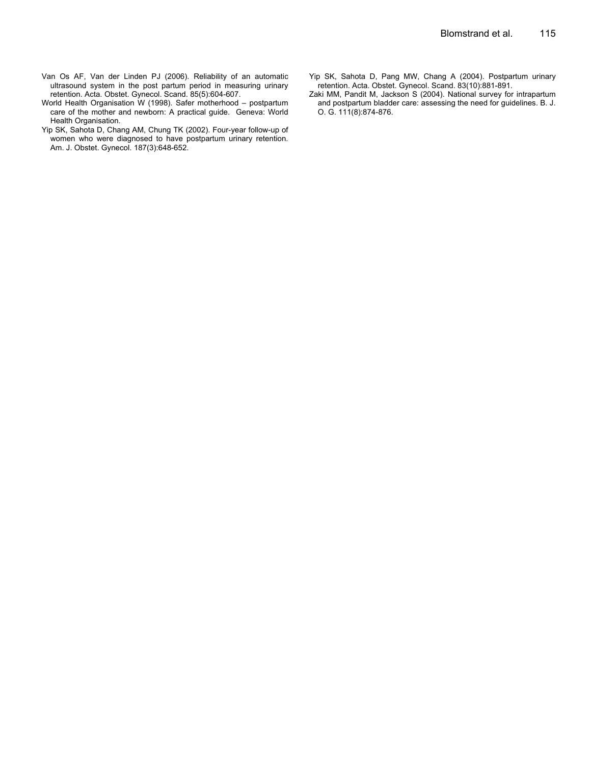Van Os AF, Van der Linden PJ (2006). Reliability of an automatic ultrasound system in the post partum period in measuring urinary retention. Acta. Obstet. Gynecol. Scand. 85(5):604-607.

World Health Organisation W (1998). Safer motherhood – postpartum care of the mother and newborn: A practical guide. Geneva: World Health Organisation.

Yip SK, Sahota D, Chang AM, Chung TK (2002). Four-year follow-up of women who were diagnosed to have postpartum urinary retention. Am. J. Obstet. Gynecol. 187(3):648-652.

Yip SK, Sahota D, Pang MW, Chang A (2004). Postpartum urinary retention. Acta. Obstet. Gynecol. Scand. 83(10):881-891.

Zaki MM, Pandit M, Jackson S (2004). National survey for intrapartum and postpartum bladder care: assessing the need for guidelines. B. J. O. G. 111(8):874-876.